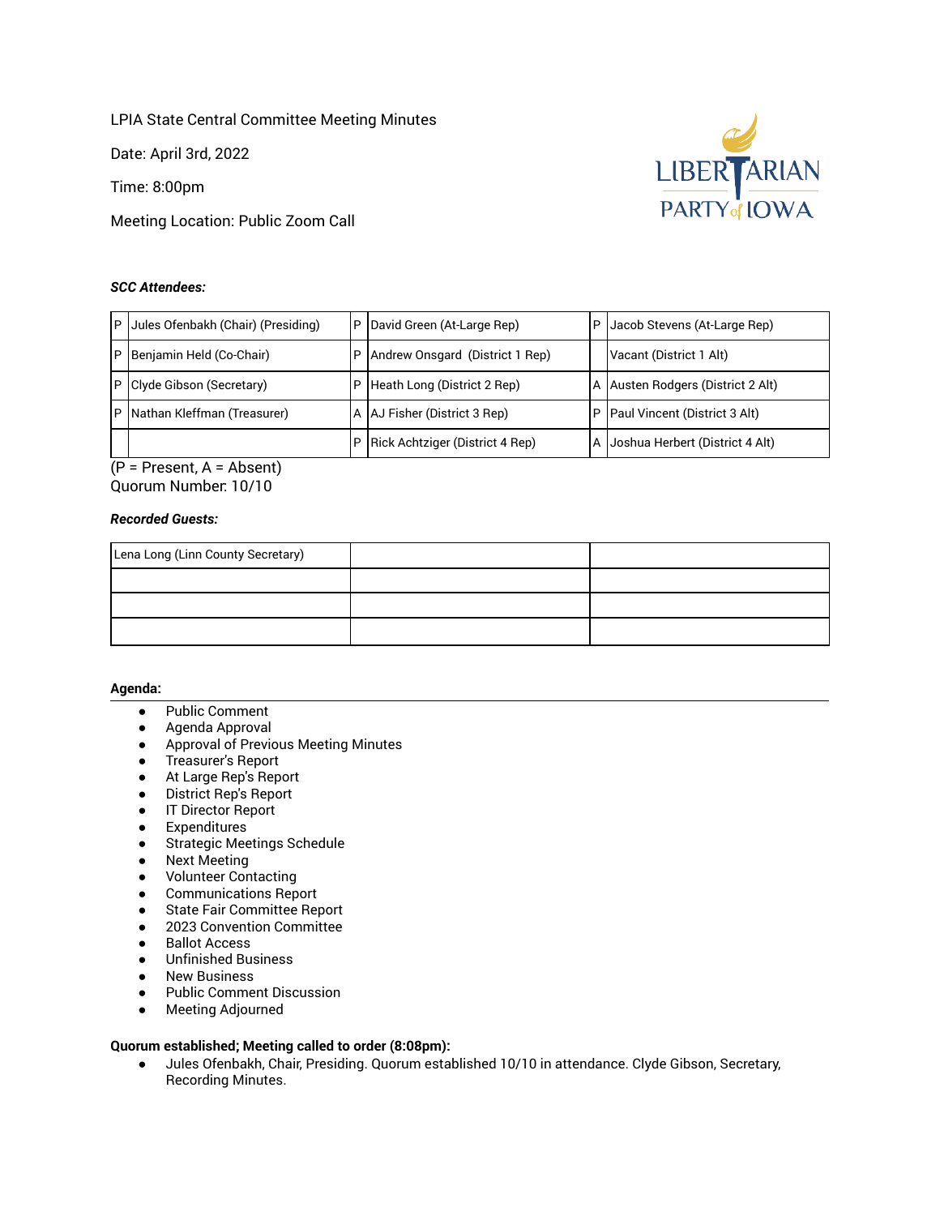LPIA State Central Committee Meeting Minutes

Date: April 3rd, 2022

Time: 8:00pm

Meeting Location: Public Zoom Call

***SCC Attendees:***

| | | | | | |
|---|---|---|---|---|---|
| P | Jules Ofenbakh (Chair) (Presiding) | P | David Green (At-Large Rep) | P | Jacob Stevens (At-Large Rep) |
| P | Benjamin Held (Co-Chair) | P | Andrew Onsgard (District 1 Rep) | | Vacant (District 1 Alt) |
| P | Clyde Gibson (Secretary) | P | Heath Long (District 2 Rep) | A | Austen Rodgers (District 2 Alt) |
| P | Nathan Kleffman (Treasurer) | A | AJ Fisher (District 3 Rep) | P | Paul Vincent (District 3 Alt) |
| | | P | Rick Achtziger (District 4 Rep) | A | Joshua Herbert (District 4 Alt) |

(P = Present, A = Absent)
Quorum Number: 10/10

***Recorded Guests:***

| | | |
|---|---|---|
| Lena Long (Linn County Secretary) | | |
| | | |
| | | |
| | | |

**Agenda:**

- Public Comment
- Agenda Approval
- Approval of Previous Meeting Minutes
- Treasurer's Report
- At Large Rep's Report
- District Rep's Report
- IT Director Report
- Expenditures
- Strategic Meetings Schedule
- Next Meeting
- Volunteer Contacting
- Communications Report
- State Fair Committee Report
- 2023 Convention Committee
- Ballot Access
- Unfinished Business
- New Business
- Public Comment Discussion
- Meeting Adjourned

**Quorum established; Meeting called to order (8:08pm):**

- Jules Ofenbakh, Chair, Presiding. Quorum established 10/10 in attendance. Clyde Gibson, Secretary, Recording Minutes.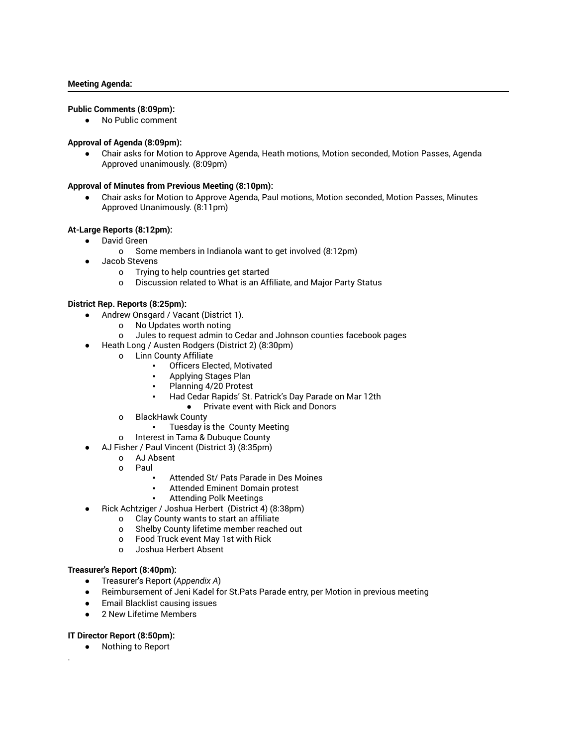**Meeting Agenda:**

---

**Public Comments (8:09pm):**

- No Public comment

**Approval of Agenda (8:09pm):**

- Chair asks for Motion to Approve Agenda, Heath motions, Motion seconded, Motion Passes, Agenda Approved unanimously. (8:09pm)

**Approval of Minutes from Previous Meeting (8:10pm):**

- Chair asks for Motion to Approve Agenda, Paul motions, Motion seconded, Motion Passes, Minutes Approved Unanimously. (8:11pm)

**At-Large Reports (8:12pm):**

- David Green
  - Some members in Indianola want to get involved (8:12pm)
- Jacob Stevens
  - Trying to help countries get started
  - Discussion related to What is an Affiliate, and Major Party Status

**District Rep. Reports (8:25pm):**

- Andrew Onsgard / Vacant (District 1).
  - No Updates worth noting
  - Jules to request admin to Cedar and Johnson counties facebook pages
- Heath Long / Austen Rodgers (District 2) (8:30pm)
  - Linn County Affiliate
    - Officers Elected, Motivated
    - Applying Stages Plan
    - Planning 4/20 Protest
    - Had Cedar Rapids' St. Patrick's Day Parade on Mar 12th
      - Private event with Rick and Donors
  - BlackHawk County
    - Tuesday is the County Meeting
  - Interest in Tama & Dubuque County
- AJ Fisher / Paul Vincent (District 3) (8:35pm)
  - AJ Absent
  - Paul
    - Attended St/ Pats Parade in Des Moines
    - Attended Eminent Domain protest
    - Attending Polk Meetings
- Rick Achtziger / Joshua Herbert (District 4) (8:38pm)
  - Clay County wants to start an affiliate
  - Shelby County lifetime member reached out
  - Food Truck event May 1st with Rick
  - Joshua Herbert Absent

**Treasurer's Report (8:40pm):**

- Treasurer's Report (*Appendix A*)
- Reimbursement of Jeni Kadel for St.Pats Parade entry, per Motion in previous meeting
- Email Blacklist causing issues
- 2 New Lifetime Members

**IT Director Report (8:50pm):**

- Nothing to Report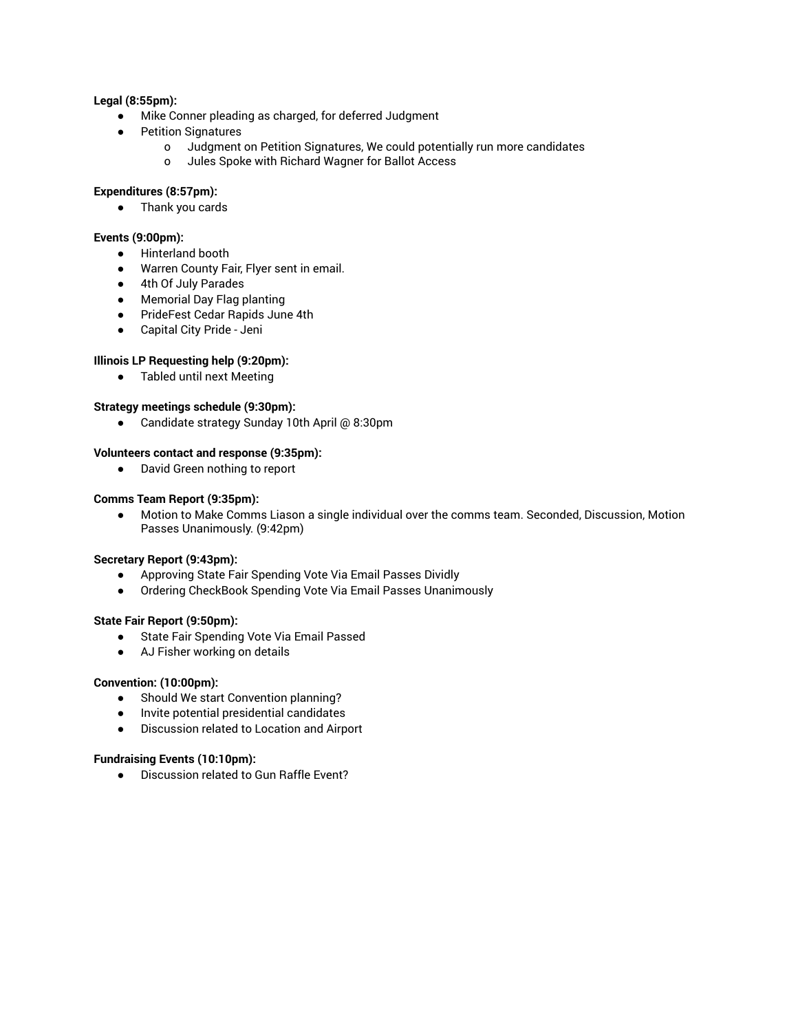**Legal (8:55pm):**

- Mike Conner pleading as charged, for deferred Judgment
- Petition Signatures
  - Judgment on Petition Signatures, We could potentially run more candidates
  - Jules Spoke with Richard Wagner for Ballot Access

**Expenditures (8:57pm):**

- Thank you cards

**Events (9:00pm):**

- Hinterland booth
- Warren County Fair, Flyer sent in email.
- 4th Of July Parades
- Memorial Day Flag planting
- PrideFest Cedar Rapids June 4th
- Capital City Pride - Jeni

**Illinois LP Requesting help (9:20pm):**

- Tabled until next Meeting

**Strategy meetings schedule (9:30pm):**

- Candidate strategy Sunday 10th April @ 8:30pm

**Volunteers contact and response (9:35pm):**

- David Green nothing to report

**Comms Team Report (9:35pm):**

- Motion to Make Comms Liason a single individual over the comms team. Seconded, Discussion, Motion Passes Unanimously. (9:42pm)

**Secretary Report (9:43pm):**

- Approving State Fair Spending Vote Via Email Passes Dividly
- Ordering CheckBook Spending Vote Via Email Passes Unanimously

**State Fair Report (9:50pm):**

- State Fair Spending Vote Via Email Passed
- AJ Fisher working on details

**Convention: (10:00pm):**

- Should We start Convention planning?
- Invite potential presidential candidates
- Discussion related to Location and Airport

**Fundraising Events (10:10pm):**

- Discussion related to Gun Raffle Event?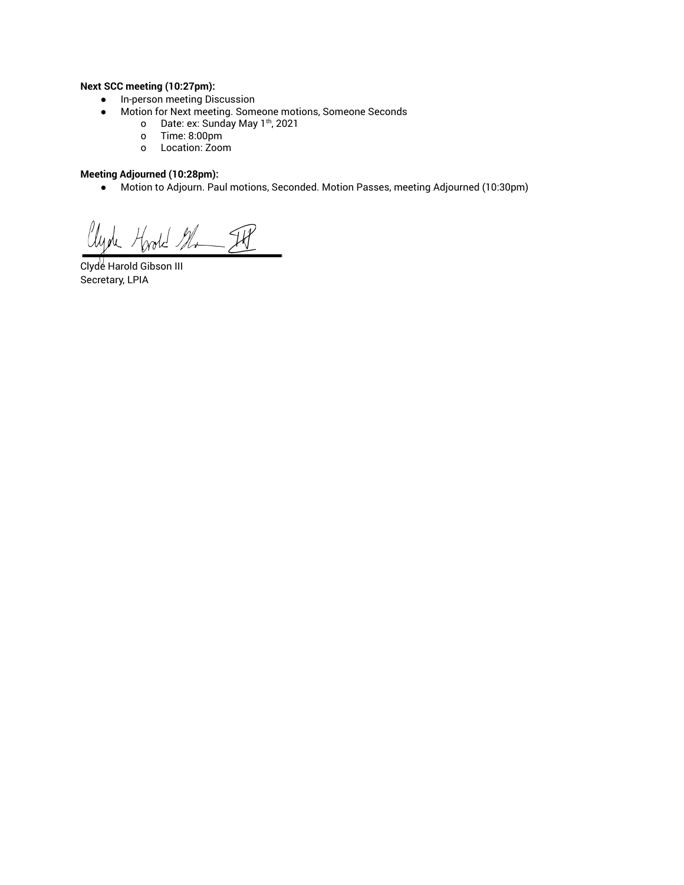**Next SCC meeting (10:27pm):**

- In-person meeting Discussion
- Motion for Next meeting. Someone motions, Someone Seconds
    - Date: ex: Sunday May 1th, 2021
    - Time: 8:00pm
    - Location: Zoom

**Meeting Adjourned (10:28pm):**

- Motion to Adjourn. Paul motions, Seconded. Motion Passes, meeting Adjourned (10:30pm)

Clyde Harold Gibson III
Secretary, LPIA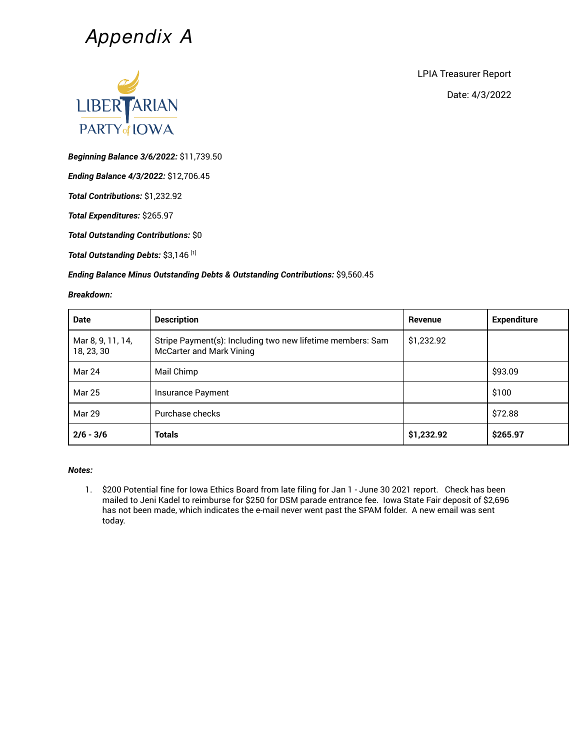# Appendix A

LIBERTARIAN PARTY of IOWA

LPIA Treasurer Report

Date: 4/3/2022

***Beginning Balance 3/6/2022:*** $11,739.50

***Ending Balance 4/3/2022:*** $12,706.45

***Total Contributions:*** $1,232.92

***Total Expenditures:*** $265.97

***Total Outstanding Contributions:*** $0

***Total Outstanding Debts:*** $3,146 [1]

***Ending Balance Minus Outstanding Debts & Outstanding Contributions:*** $9,560.45

***Breakdown:***

| Date | Description | Revenue | Expenditure |
|---|---|---|---|
| Mar 8, 9, 11, 14, 18, 23, 30 | Stripe Payment(s): Including two new lifetime members: Sam McCarter and Mark Vining | $1,232.92 | |
| Mar 24 | Mail Chimp | | $93.09 |
| Mar 25 | Insurance Payment | | $100 |
| Mar 29 | Purchase checks | | $72.88 |
| **2/6 - 3/6** | **Totals** | **$1,232.92** | **$265.97** |

***Notes:***

1. $200 Potential fine for Iowa Ethics Board from late filing for Jan 1 - June 30 2021 report. Check has been mailed to Jeni Kadel to reimburse for $250 for DSM parade entrance fee. Iowa State Fair deposit of $2,696 has not been made, which indicates the e-mail never went past the SPAM folder. A new email was sent today.